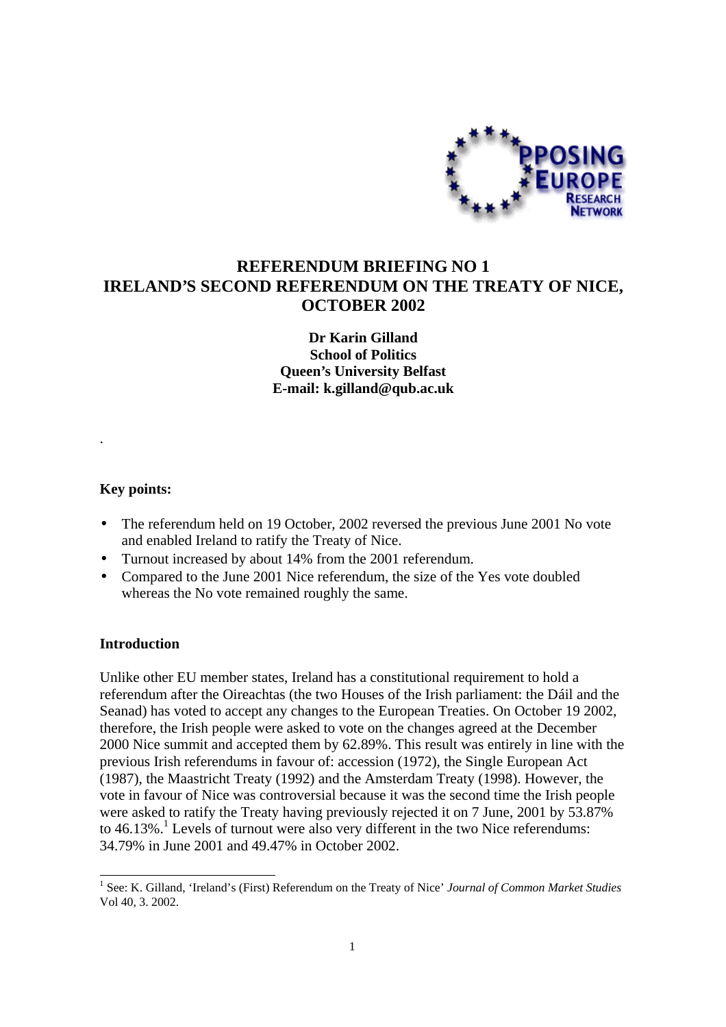# REFERENDUM BRIEFING NO 1
# IRELAND'S SECOND REFERENDUM ON THE TREATY OF NICE, OCTOBER 2002

**Dr Karin Gilland**
**School of Politics**
**Queen's University Belfast**
**E-mail: k.gilland@qub.ac.uk**

.

**Key points:**

- The referendum held on 19 October, 2002 reversed the previous June 2001 No vote and enabled Ireland to ratify the Treaty of Nice.
- Turnout increased by about 14% from the 2001 referendum.
- Compared to the June 2001 Nice referendum, the size of the Yes vote doubled whereas the No vote remained roughly the same.

**Introduction**

Unlike other EU member states, Ireland has a constitutional requirement to hold a referendum after the Oireachtas (the two Houses of the Irish parliament: the Dáil and the Seanad) has voted to accept any changes to the European Treaties. On October 19 2002, therefore, the Irish people were asked to vote on the changes agreed at the December 2000 Nice summit and accepted them by 62.89%. This result was entirely in line with the previous Irish referendums in favour of: accession (1972), the Single European Act (1987), the Maastricht Treaty (1992) and the Amsterdam Treaty (1998). However, the vote in favour of Nice was controversial because it was the second time the Irish people were asked to ratify the Treaty having previously rejected it on 7 June, 2001 by 53.87% to 46.13%.[1] Levels of turnout were also very different in the two Nice referendums: 34.79% in June 2001 and 49.47% in October 2002.

[1] See: K. Gilland, 'Ireland's (First) Referendum on the Treaty of Nice' *Journal of Common Market Studies* Vol 40, 3. 2002.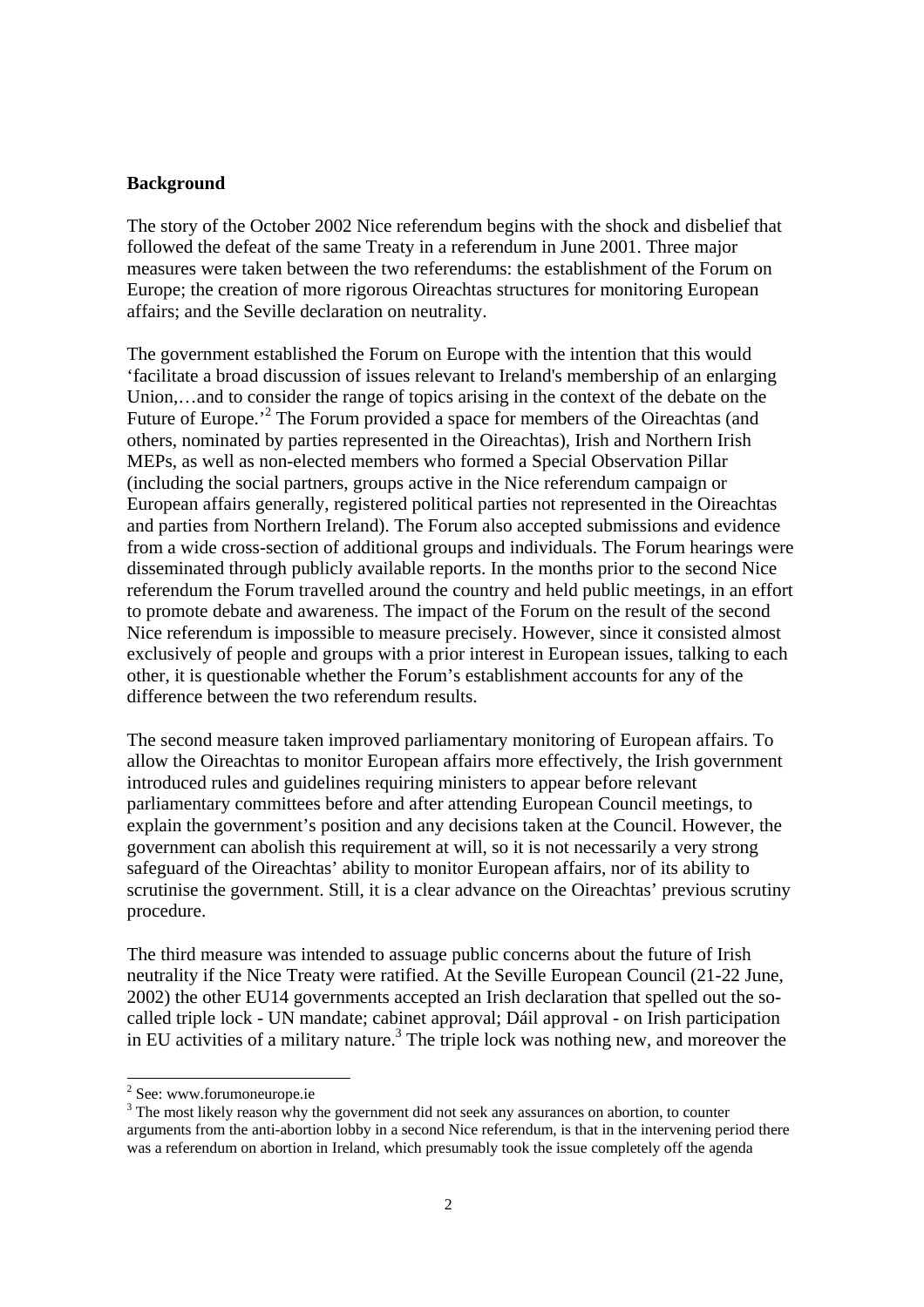**Background**

The story of the October 2002 Nice referendum begins with the shock and disbelief that followed the defeat of the same Treaty in a referendum in June 2001. Three major measures were taken between the two referendums: the establishment of the Forum on Europe; the creation of more rigorous Oireachtas structures for monitoring European affairs; and the Seville declaration on neutrality.

The government established the Forum on Europe with the intention that this would 'facilitate a broad discussion of issues relevant to Ireland's membership of an enlarging Union,…and to consider the range of topics arising in the context of the debate on the Future of Europe.'[2] The Forum provided a space for members of the Oireachtas (and others, nominated by parties represented in the Oireachtas), Irish and Northern Irish MEPs, as well as non-elected members who formed a Special Observation Pillar (including the social partners, groups active in the Nice referendum campaign or European affairs generally, registered political parties not represented in the Oireachtas and parties from Northern Ireland). The Forum also accepted submissions and evidence from a wide cross-section of additional groups and individuals. The Forum hearings were disseminated through publicly available reports. In the months prior to the second Nice referendum the Forum travelled around the country and held public meetings, in an effort to promote debate and awareness. The impact of the Forum on the result of the second Nice referendum is impossible to measure precisely. However, since it consisted almost exclusively of people and groups with a prior interest in European issues, talking to each other, it is questionable whether the Forum's establishment accounts for any of the difference between the two referendum results.

The second measure taken improved parliamentary monitoring of European affairs. To allow the Oireachtas to monitor European affairs more effectively, the Irish government introduced rules and guidelines requiring ministers to appear before relevant parliamentary committees before and after attending European Council meetings, to explain the government's position and any decisions taken at the Council. However, the government can abolish this requirement at will, so it is not necessarily a very strong safeguard of the Oireachtas' ability to monitor European affairs, nor of its ability to scrutinise the government. Still, it is a clear advance on the Oireachtas' previous scrutiny procedure.

The third measure was intended to assuage public concerns about the future of Irish neutrality if the Nice Treaty were ratified. At the Seville European Council (21-22 June, 2002) the other EU14 governments accepted an Irish declaration that spelled out the so-called triple lock - UN mandate; cabinet approval; Dáil approval - on Irish participation in EU activities of a military nature.[3] The triple lock was nothing new, and moreover the

[2] See: www.forumoneurope.ie

[3] The most likely reason why the government did not seek any assurances on abortion, to counter arguments from the anti-abortion lobby in a second Nice referendum, is that in the intervening period there was a referendum on abortion in Ireland, which presumably took the issue completely off the agenda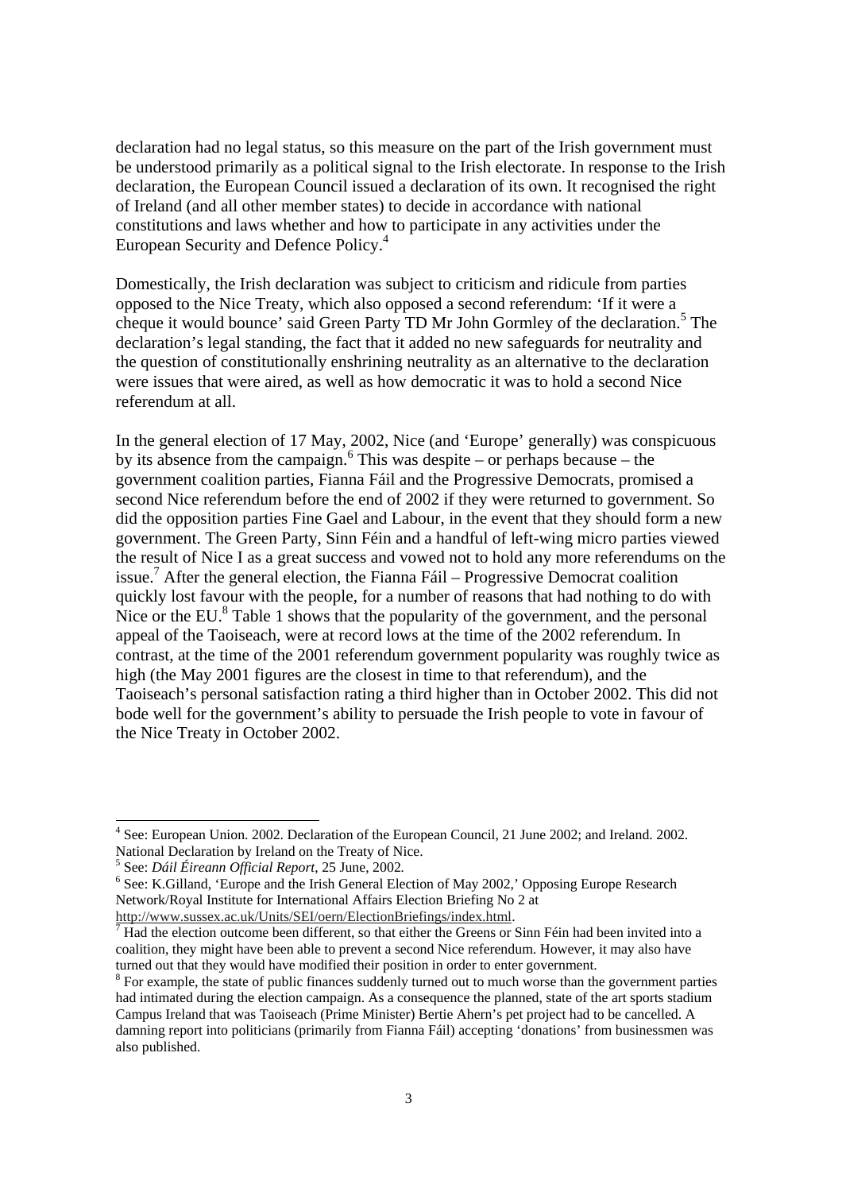declaration had no legal status, so this measure on the part of the Irish government must be understood primarily as a political signal to the Irish electorate. In response to the Irish declaration, the European Council issued a declaration of its own. It recognised the right of Ireland (and all other member states) to decide in accordance with national constitutions and laws whether and how to participate in any activities under the European Security and Defence Policy.[4]

Domestically, the Irish declaration was subject to criticism and ridicule from parties opposed to the Nice Treaty, which also opposed a second referendum: 'If it were a cheque it would bounce' said Green Party TD Mr John Gormley of the declaration.[5] The declaration's legal standing, the fact that it added no new safeguards for neutrality and the question of constitutionally enshrining neutrality as an alternative to the declaration were issues that were aired, as well as how democratic it was to hold a second Nice referendum at all.

In the general election of 17 May, 2002, Nice (and 'Europe' generally) was conspicuous by its absence from the campaign.[6] This was despite – or perhaps because – the government coalition parties, Fianna Fáil and the Progressive Democrats, promised a second Nice referendum before the end of 2002 if they were returned to government. So did the opposition parties Fine Gael and Labour, in the event that they should form a new government. The Green Party, Sinn Féin and a handful of left-wing micro parties viewed the result of Nice I as a great success and vowed not to hold any more referendums on the issue.[7] After the general election, the Fianna Fáil – Progressive Democrat coalition quickly lost favour with the people, for a number of reasons that had nothing to do with Nice or the EU.[8] Table 1 shows that the popularity of the government, and the personal appeal of the Taoiseach, were at record lows at the time of the 2002 referendum. In contrast, at the time of the 2001 referendum government popularity was roughly twice as high (the May 2001 figures are the closest in time to that referendum), and the Taoiseach's personal satisfaction rating a third higher than in October 2002. This did not bode well for the government's ability to persuade the Irish people to vote in favour of the Nice Treaty in October 2002.

---

[4] See: European Union. 2002. Declaration of the European Council, 21 June 2002; and Ireland. 2002. National Declaration by Ireland on the Treaty of Nice.

[5] See: *Dáil Éireann Official Report*, 25 June, 2002.

[6] See: K.Gilland, 'Europe and the Irish General Election of May 2002,' Opposing Europe Research Network/Royal Institute for International Affairs Election Briefing No 2 at http://www.sussex.ac.uk/Units/SEI/oern/ElectionBriefings/index.html.

[7] Had the election outcome been different, so that either the Greens or Sinn Féin had been invited into a coalition, they might have been able to prevent a second Nice referendum. However, it may also have turned out that they would have modified their position in order to enter government.

[8] For example, the state of public finances suddenly turned out to much worse than the government parties had intimated during the election campaign. As a consequence the planned, state of the art sports stadium Campus Ireland that was Taoiseach (Prime Minister) Bertie Ahern's pet project had to be cancelled. A damning report into politicians (primarily from Fianna Fáil) accepting 'donations' from businessmen was also published.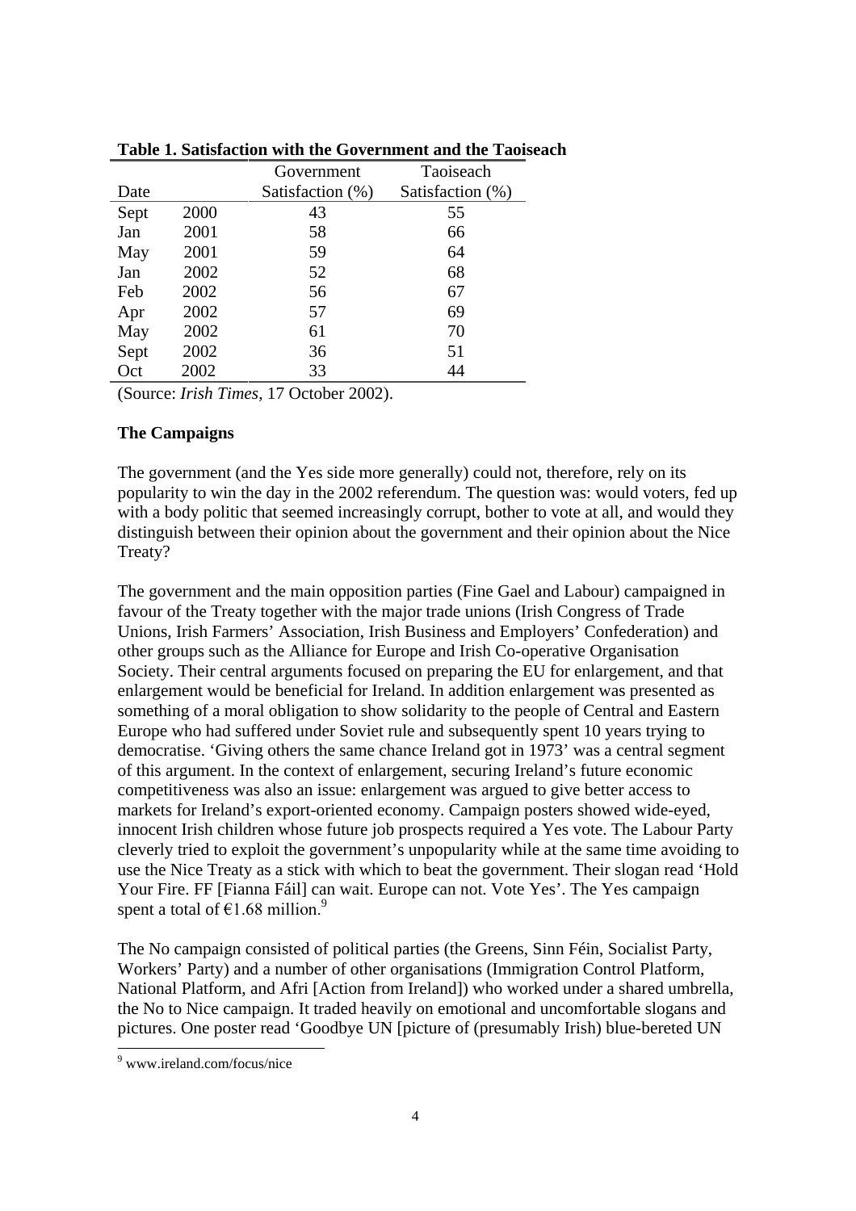**Table 1. Satisfaction with the Government and the Taoiseach**

| Date | | Government Satisfaction (%) | Taoiseach Satisfaction (%) |
|---|---|---|---|
| Sept | 2000 | 43 | 55 |
| Jan | 2001 | 58 | 66 |
| May | 2001 | 59 | 64 |
| Jan | 2002 | 52 | 68 |
| Feb | 2002 | 56 | 67 |
| Apr | 2002 | 57 | 69 |
| May | 2002 | 61 | 70 |
| Sept | 2002 | 36 | 51 |
| Oct | 2002 | 33 | 44 |

(Source: *Irish Times*, 17 October 2002).

### The Campaigns

The government (and the Yes side more generally) could not, therefore, rely on its popularity to win the day in the 2002 referendum. The question was: would voters, fed up with a body politic that seemed increasingly corrupt, bother to vote at all, and would they distinguish between their opinion about the government and their opinion about the Nice Treaty?

The government and the main opposition parties (Fine Gael and Labour) campaigned in favour of the Treaty together with the major trade unions (Irish Congress of Trade Unions, Irish Farmers' Association, Irish Business and Employers' Confederation) and other groups such as the Alliance for Europe and Irish Co-operative Organisation Society. Their central arguments focused on preparing the EU for enlargement, and that enlargement would be beneficial for Ireland. In addition enlargement was presented as something of a moral obligation to show solidarity to the people of Central and Eastern Europe who had suffered under Soviet rule and subsequently spent 10 years trying to democratise. 'Giving others the same chance Ireland got in 1973' was a central segment of this argument. In the context of enlargement, securing Ireland's future economic competitiveness was also an issue: enlargement was argued to give better access to markets for Ireland's export-oriented economy. Campaign posters showed wide-eyed, innocent Irish children whose future job prospects required a Yes vote. The Labour Party cleverly tried to exploit the government's unpopularity while at the same time avoiding to use the Nice Treaty as a stick with which to beat the government. Their slogan read 'Hold Your Fire. FF [Fianna Fáil] can wait. Europe can not. Vote Yes'. The Yes campaign spent a total of €1.68 million.[9]

The No campaign consisted of political parties (the Greens, Sinn Féin, Socialist Party, Workers' Party) and a number of other organisations (Immigration Control Platform, National Platform, and Afri [Action from Ireland]) who worked under a shared umbrella, the No to Nice campaign. It traded heavily on emotional and uncomfortable slogans and pictures. One poster read 'Goodbye UN [picture of (presumably Irish) blue-bereted UN

[9] www.ireland.com/focus/nice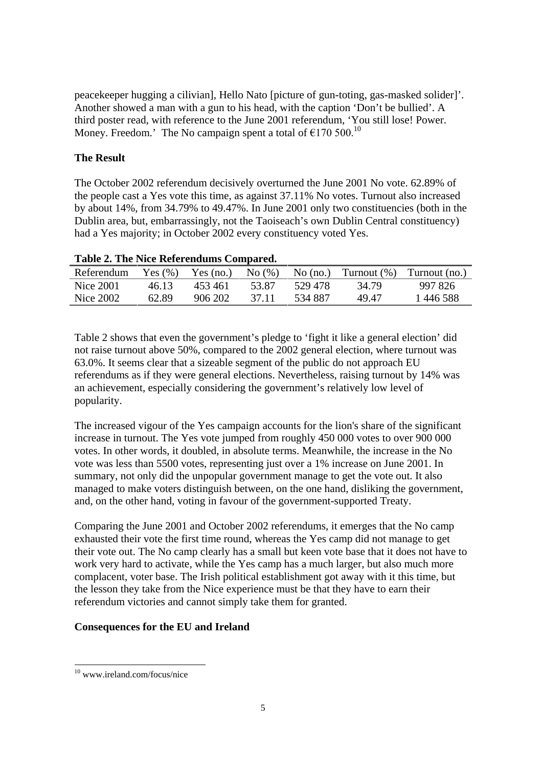peacekeeper hugging a cilivian], Hello Nato [picture of gun-toting, gas-masked solider]'. Another showed a man with a gun to his head, with the caption 'Don't be bullied'. A third poster read, with reference to the June 2001 referendum, 'You still lose! Power. Money. Freedom.' The No campaign spent a total of €170 500.[10]

**The Result**

The October 2002 referendum decisively overturned the June 2001 No vote. 62.89% of the people cast a Yes vote this time, as against 37.11% No votes. Turnout also increased by about 14%, from 34.79% to 49.47%. In June 2001 only two constituencies (both in the Dublin area, but, embarrassingly, not the Taoiseach's own Dublin Central constituency) had a Yes majority; in October 2002 every constituency voted Yes.

**Table 2. The Nice Referendums Compared.**

| Referendum | Yes (%) | Yes (no.) | No (%) | No (no.) | Turnout (%) | Turnout (no.) |
|---|---|---|---|---|---|---|
| Nice 2001 | 46.13 | 453 461 | 53.87 | 529 478 | 34.79 | 997 826 |
| Nice 2002 | 62.89 | 906 202 | 37.11 | 534 887 | 49.47 | 1 446 588 |

Table 2 shows that even the government's pledge to 'fight it like a general election' did not raise turnout above 50%, compared to the 2002 general election, where turnout was 63.0%. It seems clear that a sizeable segment of the public do not approach EU referendums as if they were general elections. Nevertheless, raising turnout by 14% was an achievement, especially considering the government's relatively low level of popularity.

The increased vigour of the Yes campaign accounts for the lion's share of the significant increase in turnout. The Yes vote jumped from roughly 450 000 votes to over 900 000 votes. In other words, it doubled, in absolute terms. Meanwhile, the increase in the No vote was less than 5500 votes, representing just over a 1% increase on June 2001. In summary, not only did the unpopular government manage to get the vote out. It also managed to make voters distinguish between, on the one hand, disliking the government, and, on the other hand, voting in favour of the government-supported Treaty.

Comparing the June 2001 and October 2002 referendums, it emerges that the No camp exhausted their vote the first time round, whereas the Yes camp did not manage to get their vote out. The No camp clearly has a small but keen vote base that it does not have to work very hard to activate, while the Yes camp has a much larger, but also much more complacent, voter base. The Irish political establishment got away with it this time, but the lesson they take from the Nice experience must be that they have to earn their referendum victories and cannot simply take them for granted.

**Consequences for the EU and Ireland**

[10] www.ireland.com/focus/nice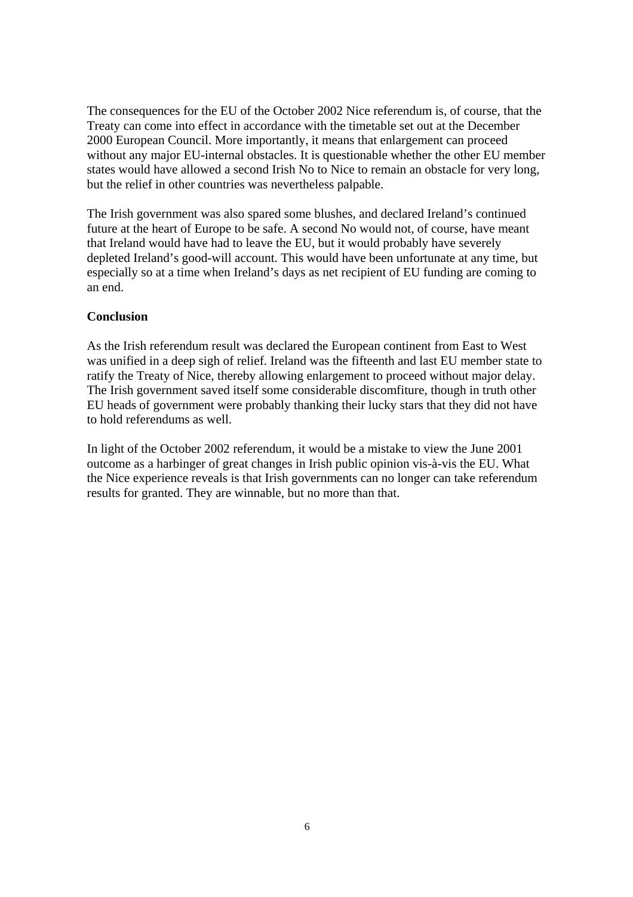The consequences for the EU of the October 2002 Nice referendum is, of course, that the Treaty can come into effect in accordance with the timetable set out at the December 2000 European Council. More importantly, it means that enlargement can proceed without any major EU-internal obstacles. It is questionable whether the other EU member states would have allowed a second Irish No to Nice to remain an obstacle for very long, but the relief in other countries was nevertheless palpable.

The Irish government was also spared some blushes, and declared Ireland's continued future at the heart of Europe to be safe. A second No would not, of course, have meant that Ireland would have had to leave the EU, but it would probably have severely depleted Ireland's good-will account. This would have been unfortunate at any time, but especially so at a time when Ireland's days as net recipient of EU funding are coming to an end.

**Conclusion**

As the Irish referendum result was declared the European continent from East to West was unified in a deep sigh of relief. Ireland was the fifteenth and last EU member state to ratify the Treaty of Nice, thereby allowing enlargement to proceed without major delay. The Irish government saved itself some considerable discomfiture, though in truth other EU heads of government were probably thanking their lucky stars that they did not have to hold referendums as well.

In light of the October 2002 referendum, it would be a mistake to view the June 2001 outcome as a harbinger of great changes in Irish public opinion vis-à-vis the EU. What the Nice experience reveals is that Irish governments can no longer can take referendum results for granted. They are winnable, but no more than that.